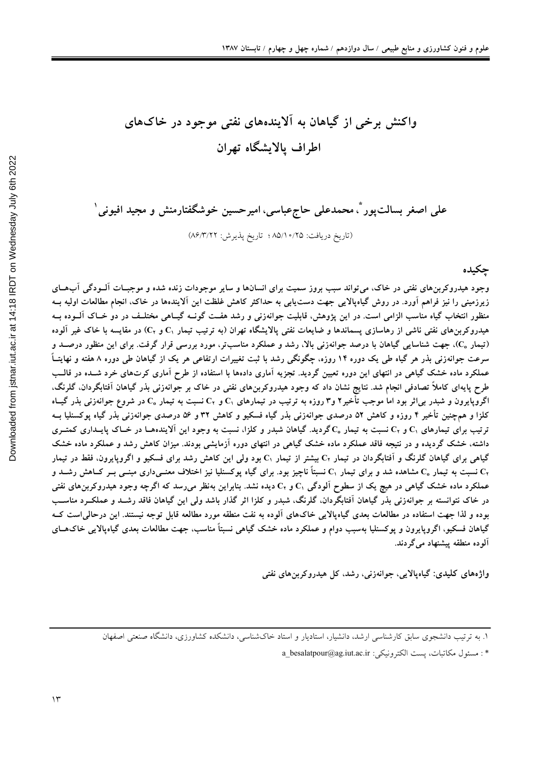# واکنش برخی از گیاهان به آلاینده‌های نفتی موجود در خاک‌های اطراف پالایشگاه تهران

علی اصغر بسالت‌پور*، محمدعلی حاج‌عباسی، امیرحسین خوشگفتارمنش و مجید افیونی[1]

(تاریخ دریافت: ۸۵/۱۰/۲۵ ؛ تاریخ پذیرش: ۸۶/۳/۲۲)

## چکیده

وجود هیدروکربن‌های نفتی در خاک، می‌تواند سبب بروز سمیت برای انسان‌ها و سایر موجودات زنده شده و موجبات آلودگی آب‌های زیرزمینی را نیز فراهم آورد. در روش گیاه‌پالایی جهت دست‌یابی به حداکثر کاهش غلظت این آلاینده‌ها در خاک، انجام مطالعات اولیه به منظور انتخاب گیاه مناسب الزامی است. در این پژوهش، قابلیت جوانه‌زنی و رشد هفت گونه گیاهی مختلف در دو خاک آلوده به هیدروکربن‌های نفتی ناشی از رهاسازی پسماندها و ضایعات نفتی پالایشگاه تهران (به ترتیب تیمار $C_1$ و $C_2$) در مقایسه با خاک غیر آلوده (تیمار $C_0$)، جهت شناسایی گیاهان با درصد جوانه‌زنی بالا، رشد و عملکرد مناسب‌تر، مورد بررسی قرار گرفت. برای این منظور درصد و سرعت جوانه‌زنی بذر هر گیاه طی یک دوره ۱۴ روزه، چگونگی رشد با ثبت تغییرات ارتفاعی هر یک از گیاهان طی دوره ۸ هفته و نهایتاً عملکرد ماده خشک گیاهی در انتهای این دوره تعیین گردید. تجزیه آماری داده‌ها با استفاده از طرح آماری کرت‌های خرد شده در قالب طرح پایه‌ای کاملاً تصادفی انجام شد. نتایج نشان داد که وجود هیدروکربن‌های نفتی در خاک بر جوانه‌زنی بذر گیاهان آفتابگردان، گلرنگ، اگروپایرون و شبدر بی‌اثر بود اما موجب تأخیر ۲ و ۳ روزه به ترتیب در تیمارهای $C_1$ و $C_2$ نسبت به تیمار $C_0$ در شروع جوانه‌زنی بذر گیاه کلزا و همچنین تأخیر ۴ روزه و کاهش ۵۲ درصدی جوانه‌زنی بذر گیاه فسکیو و کاهش ۳۲ و ۵۶ درصدی جوانه‌زنی بذر گیاه پوکسنلیا به ترتیب برای تیمارهای $C_1$ و $C_2$ نسبت به تیمار $C_0$ گردید. گیاهان شبدر و کلزا، نسبت به وجود این آلاینده‌ها در خاک پایداری کمتری داشته، خشک گردیده و در نتیجه فاقد عملکرد ماده خشک گیاهی در انتهای دوره آزمایشی بودند. میزان کاهش رشد و عملکرد ماده خشک گیاهی برای گیاهان گلرنگ و آفتابگردان در تیمار $C_2$ بیشتر از تیمار $C_1$ بود ولی این کاهش رشد برای فسکیو و اگروپایرون، فقط در تیمار $C_2$ نسبت به تیمار $C_0$ مشاهده شد و برای تیمار $C_1$ نسبتاً ناچیز بود. برای گیاه پوکسنلیا نیز اختلاف معنی‌داری مبنی بر کاهش رشد و عملکرد ماده خشک گیاهی در هیچ یک از سطوح آلودگی $C_1$ و $C_2$ دیده نشد. بنابراین به‌نظر می‌رسد که اگرچه وجود هیدروکربن‌های نفتی در خاک نتوانسته بر جوانه‌زنی بذر گیاهان آفتابگردان، گلرنگ، شبدر و کلزا اثر گذار باشد ولی این گیاهان فاقد رشد و عملکرد مناسب بوده و لذا جهت استفاده در مطالعات بعدی گیاه‌پالایی خاک‌های آلوده به نفت منطقه مورد مطالعه قابل توجه نیستند. این درحالی‌است که گیاهان فسکیو، اگروپایرون و پوکسنلیا به‌سبب دوام و عملکرد ماده خشک گیاهی نسبتاً مناسب، جهت مطالعات بعدی گیاه‌پالایی خاک‌های آلوده منطقه پیشنهاد می‌گردند.

**واژه‌های کلیدی:** گیاه‌پالایی، جوانه‌زنی، رشد، کل هیدروکربن‌های نفتی

---

۱. به ترتیب دانشجوی سابق کارشناسی ارشد، دانشیار، استادیار و استاد خاک‌شناسی، دانشکده کشاورزی، دانشگاه صنعتی اصفهان

\* : مسئول مکاتبات، پست الکترونیکی: a_besalatpour@ag.iut.ac.ir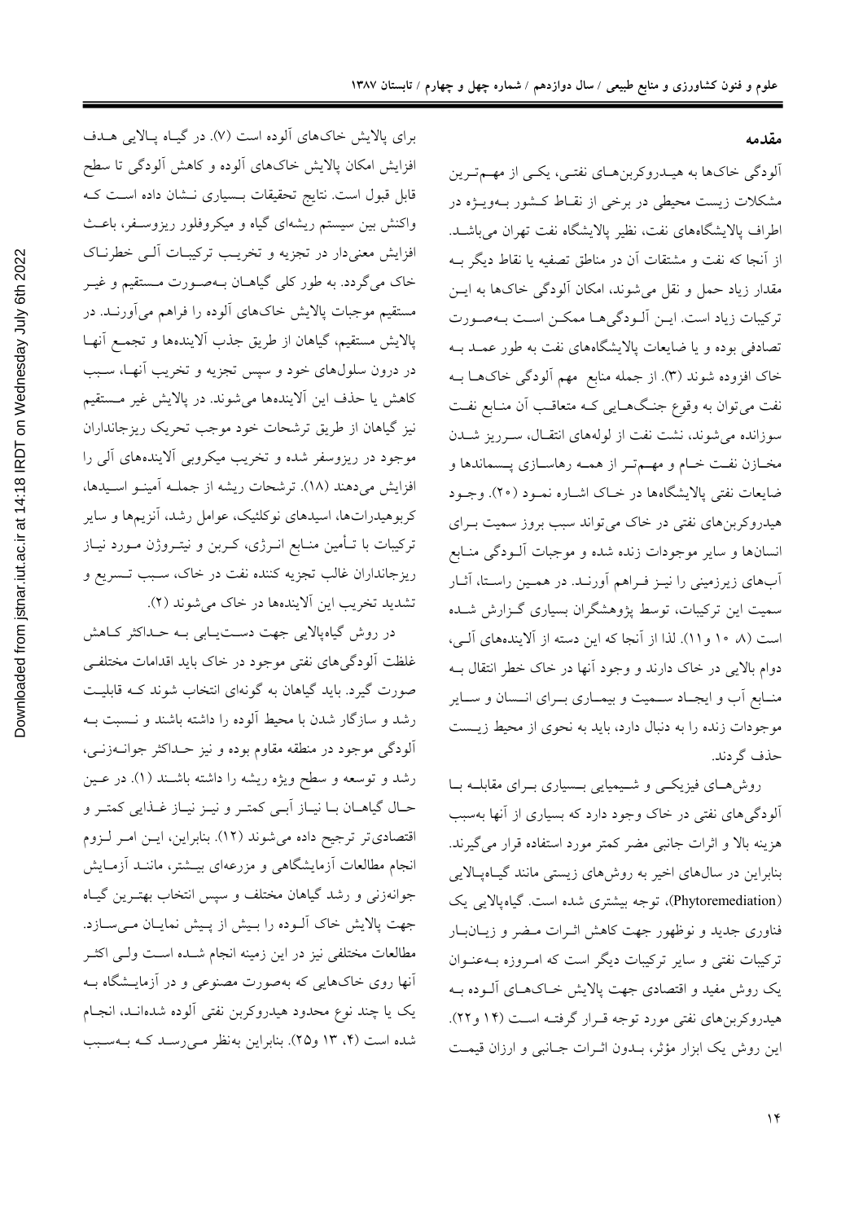## مقدمه

آلودگی خاک‌ها به هیدروکربن‌های نفتی، یکی از مهم‌ترین مشکلات زیست محیطی در برخی از نقاط کشور به‌ویژه در اطراف پالایشگاه‌های نفت، نظیر پالایشگاه نفت تهران می‌باشد. از آنجا که نفت و مشتقات آن در مناطق تصفیه یا نقاط دیگر به مقدار زیاد حمل و نقل می‌شوند، امکان آلودگی خاک‌ها به این ترکیبات زیاد است. این آلودگی‌ها ممکن است به‌صورت تصادفی بوده و یا ضایعات پالایشگاه‌های نفت به طور عمد به خاک افزوده شوند (۳). از جمله منابع مهم آلودگی خاک‌ها به نفت می‌توان به وقوع جنگ‌هایی که متعاقب آن منابع نفت سوزانده می‌شوند، نشت نفت از لوله‌های انتقال، سرریز شدن مخازن نفت خام و مهم‌تر از همه رهاسازی پسماندها و ضایعات نفتی پالایشگاه‌ها در خاک اشاره نمود (۲۰). وجود هیدروکربن‌های نفتی در خاک می‌تواند سبب بروز سمیت برای انسان‌ها و سایر موجودات زنده شده و موجبات آلودگی منابع آب‌های زیرزمینی را نیز فراهم آورند. در همین راستا، آثار سمیت این ترکیبات، توسط پژوهشگران بسیاری گزارش شده است (۸، ۱۰ و۱۱). لذا از آنجا که این دسته از آلاینده‌های آلی، دوام بالایی در خاک دارند و وجود آنها در خاک خطر انتقال به منابع آب و ایجاد سمیت و بیماری برای انسان و سایر موجودات زنده را به دنبال دارد، باید به نحوی از محیط زیست حذف گردند.

روش‌های فیزیکی و شیمیایی بسیاری برای مقابله با آلودگی‌های نفتی در خاک وجود دارد که بسیاری از آنها به‌سبب هزینه بالا و اثرات جانبی مضر کمتر مورد استفاده قرار می‌گیرند. بنابراین در سال‌های اخیر به روش‌های زیستی مانند گیاه‌پالایی (Phytoremediation)، توجه بیشتری شده است. گیاه‌پالایی یک فناوری جدید و نوظهور جهت کاهش اثرات مضر و زیان‌بار ترکیبات نفتی و سایر ترکیبات دیگر است که امروزه به‌عنوان یک روش مفید و اقتصادی جهت پالایش خاک‌های آلوده به هیدروکربن‌های نفتی مورد توجه قرار گرفته است (۱۴ و۲۲). این روش یک ابزار مؤثر، بدون اثرات جانبی و ارزان قیمت برای پالایش خاک‌های آلوده است (۷). در گیاه پالایی هدف افزایش امکان پالایش خاک‌های آلوده و کاهش آلودگی تا سطح قابل قبول است. نتایج تحقیقات بسیاری نشان داده است که واکنش بین سیستم ریشه‌ای گیاه و میکروفلور ریزوسفر، باعث افزایش معنی‌دار در تجزیه و تخریب ترکیبات آلی خطرناک خاک می‌گردد. به طور کلی گیاهان به‌صورت مستقیم و غیر مستقیم موجبات پالایش خاک‌های آلوده را فراهم می‌آورند. در پالایش مستقیم، گیاهان از طریق جذب آلاینده‌ها و تجمع آنها در درون سلول‌های خود و سپس تجزیه و تخریب آنها، سبب کاهش یا حذف این آلاینده‌ها می‌شوند. در پالایش غیر مستقیم نیز گیاهان از طریق ترشحات خود موجب تحریک ریزجانداران موجود در ریزوسفر شده و تخریب میکروبی آلاینده‌های آلی را افزایش می‌دهند (۱۸). ترشحات ریشه از جمله آمینو اسیدها، کربوهیدرات‌ها، اسیدهای نوکلئیک، عوامل رشد، آنزیم‌ها و سایر ترکیبات با تأمین منابع انرژی، کربن و نیتروژن مورد نیاز ریزجانداران غالب تجزیه کننده نفت در خاک، سبب تسریع و تشدید تخریب این آلاینده‌ها در خاک می‌شوند (۲).

در روش گیاه‌پالایی جهت دست‌یابی به حداکثر کاهش غلظت آلودگی‌های نفتی موجود در خاک باید اقدامات مختلفی صورت گیرد. باید گیاهان به گونه‌ای انتخاب شوند که قابلیت رشد و سازگار شدن با محیط آلوده را داشته باشند و نسبت به آلودگی موجود در منطقه مقاوم بوده و نیز حداکثر جوانه‌زنی، رشد و توسعه و سطح ویژه ریشه را داشته باشند (۱). در عین حال گیاهان با نیاز آبی کمتر و نیز نیاز غذایی کمتر و اقتصادی‌تر ترجیح داده می‌شوند (۱۲). بنابراین، این امر لزوم انجام مطالعات آزمایشگاهی و مزرعه‌ای بیشتر، مانند آزمایش جوانه‌زنی و رشد گیاهان مختلف و سپس انتخاب بهترین گیاه جهت پالایش خاک آلوده را بیش از پیش نمایان می‌سازد. مطالعات مختلفی نیز در این زمینه انجام شده است ولی اکثر آنها روی خاک‌هایی که به‌صورت مصنوعی و در آزمایشگاه به یک یا چند نوع محدود هیدروکربن نفتی آلوده شده‌اند، انجام شده است (۴، ۱۳ و۲۵). بنابراین به‌نظر می‌رسد که به‌سبب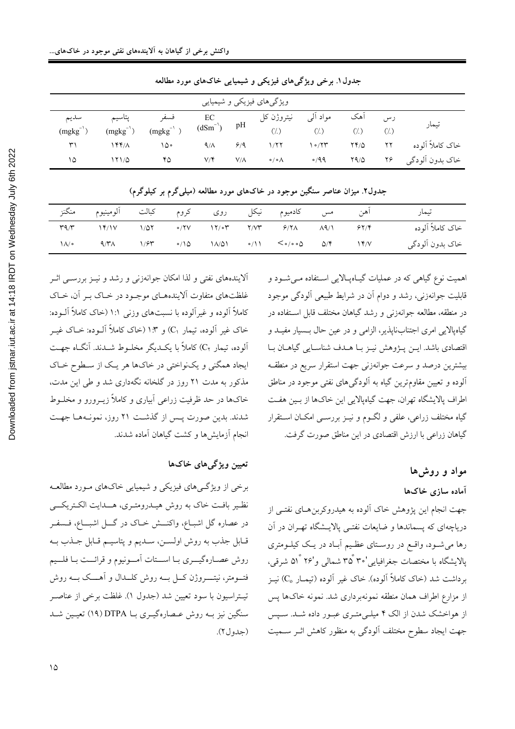جدول۱. برخی ویژگی‌های فیزیکی و شیمیایی خاک‌های مورد مطالعه

| تیمار | رس (٪) | آهک (٪) | مواد آلی (٪) | نیتروژن کل (٪) | pH | EC $(dSm^{-1})$ | فسفر $(mgkg^{-1})$ | پتاسیم $(mgkg^{-1})$ | سدیم $(mgkg^{-1})$ |
|---|---|---|---|---|---|---|---|---|---|
| خاک کاملاً آلوده | ۲۲ | ۲۴/۵ | ۱۰/۲۳ | ۱/۲۲ | ۶/۹ | ۹/۸ | ۱۵۰ | ۱۴۴/۸ | ۳۱ |
| خاک بدون آلودگی | ۲۶ | ۲۹/۵ | ۰/۹۹ | ۰/۰۸ | ۷/۸ | ۷/۴ | ۴۵ | ۱۲۱/۵ | ۱۵ |

جدول۲. میزان عناصر سنگین موجود در خاک‌های مورد مطالعه (میلی‌گرم بر کیلوگرم)

| تیمار | آهن | مس | کادمیوم | نیکل | روی | کروم | کبالت | آلومینیوم | منگنز |
|---|---|---|---|---|---|---|---|---|---|
| خاک کاملاً آلوده | ۶۲/۴ | ۸۹/۱ | ۶/۲۸ | ۲/۷۳ | ۱۲/۰۳ | ۰/۲۷ | ۱/۵۲ | ۱۴/۱۷ | ۳۹/۳ |
| خاک بدون آلودگی | ۱۴/۷ | ۵/۴ | <۰/۰۰۵ | ۰/۱۱ | ۱۸/۵۱ | ۰/۱۵ | ۱/۶۳ | ۹/۳۸ | ۱۸/۰ |

اهمیت نوع گیاهی که در عملیات گیاه‌پالایی استفاده می‌شود و قابلیت جوانه‌زنی، رشد و دوام آن در شرایط طبیعی آلودگی موجود در منطقه، مطالعه جوانه‌زنی و رشد گیاهان مختلف قابل استفاده در گیاه‌پالایی امری اجتناب‌ناپذیر، الزامی و در عین حال بسیار مفید و اقتصادی باشد. این پژوهش نیز با هدف شناسایی گیاهان با بیشترین درصد و سرعت جوانه‌زنی جهت استقرار سریع در منطقه آلوده و تعیین مقاوم‌ترین گیاه به آلودگی‌های نفتی موجود در مناطق اطراف پالایشگاه تهران، جهت گیاه‌پالایی این خاک‌ها از بین هفت گیاه مختلف زراعی، علفی و لگوم و نیز بررسی امکان استقرار گیاهان زراعی با ارزش اقتصادی در این مناطق صورت گرفت.

## مواد و روش‌ها

### آماده سازی خاک‌ها

جهت انجام این پژوهش خاک آلوده به هیدروکربن‌های نفتی از دریاچه‌ای که پسماندها و ضایعات نفتی پالایشگاه تهران در آن رها می‌شود، واقع در روستای عظیم آباد در یک کیلومتری پالایشگاه با مختصات جغرافیایی '۳۰ °۳۵ شمالی و '۲۶ °۵۱ شرقی، برداشت شد (خاک کاملاً آلوده). خاک غیر آلوده (تیمار $C_0$) نیز از مزارع اطراف همان منطقه نمونه‌برداری شد. نمونه خاک‌ها پس از هواخشک شدن از الک ۴ میلی‌متری عبور داده شد. سپس جهت ایجاد سطوح مختلف آلودگی به منظور کاهش اثر سمیت آلاینده‌های نفتی و لذا امکان جوانه‌زنی و رشد و نیز بررسی اثر غلظت‌های متفاوت آلاینده‌های موجود در خاک بر آن، خاک کاملاً آلوده و غیرآلوده با نسبت‌های وزنی ۱:۱ (خاک کاملاً آلوده: خاک غیر آلوده، تیمار $C_1$) و ۱:۳ (خاک کاملاً آلوده: خاک غیر آلوده، تیمار $C_2$) کاملاً با یکدیگر مخلوط شدند. آنگاه جهت ایجاد همگنی و یکنواختی در خاک‌ها هر یک از سطوح خاک مذکور به مدت ۲۱ روز در گلخانه نگه‌داری شد و طی این مدت، خاک‌ها در حد ظرفیت زراعی آبیاری و کاملاً زیرورو و مخلوط شدند. بدین صورت پس از گذشت ۲۱ روز، نمونه‌ها جهت انجام آزمایش‌ها و کشت گیاهان آماده شدند.

### تعیین ویژگی‌های خاک‌ها

برخی از ویژگی‌های فیزیکی و شیمیایی خاک‌های مورد مطالعه نظیر بافت خاک به روش هیدرومتری، هدایت الکتریکی در عصاره گل اشباع، واکنش خاک در گل اشباع، فسفر قابل جذب به روش اولسن، سدیم و پتاسیم قابل جذب به روش عصاره‌گیری با استات آمونیوم و قرائت با فلیم فتومتر، نیتروژن کل به روش کلدال و آهک به روش تیتراسیون با سود تعیین شد (جدول ۱). غلظت برخی از عناصر سنگین نیز به روش عصاره‌گیری با DTPA (۱۹) تعیین شد (جدول۲).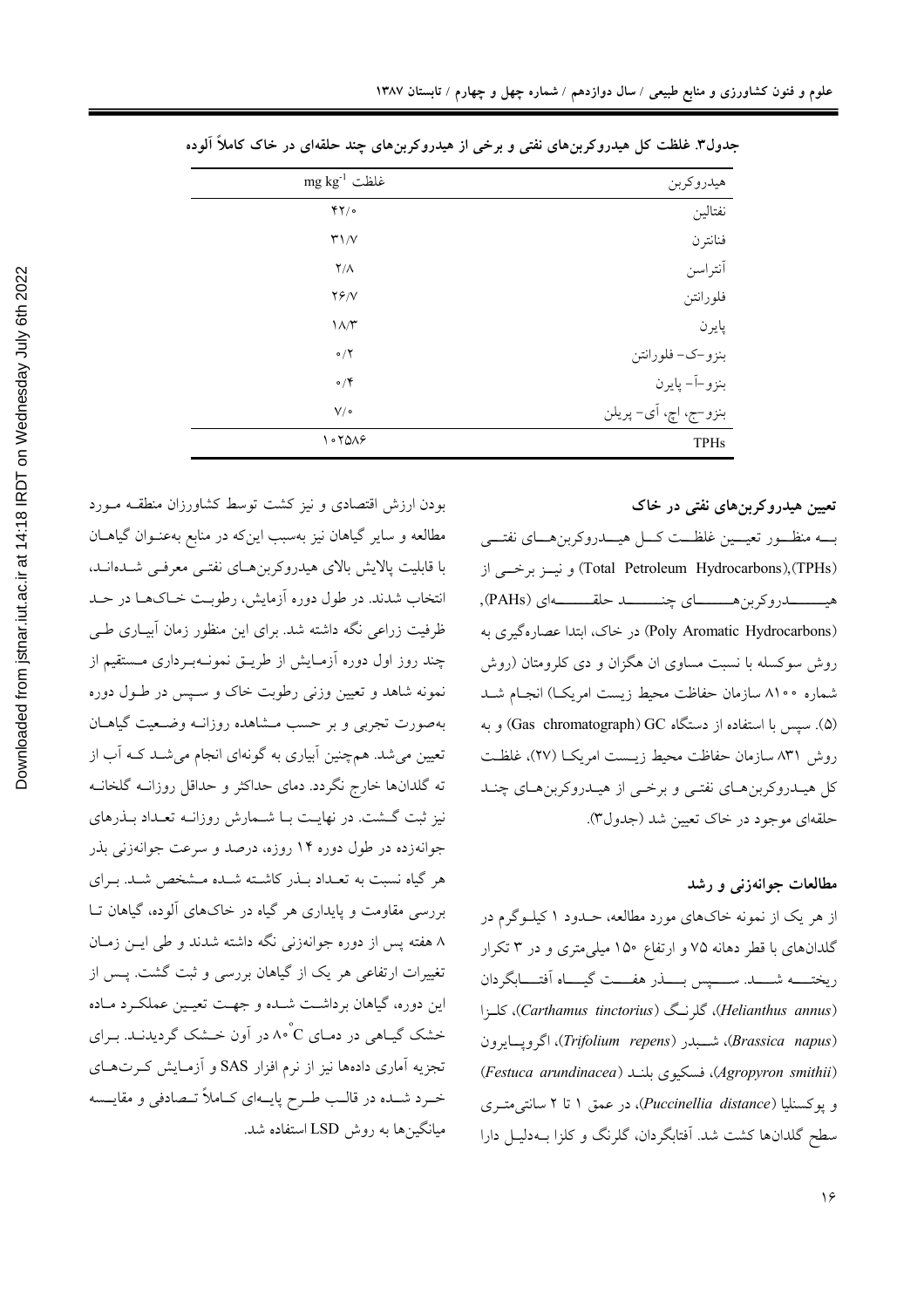جدول۳. غلظت کل هیدروکربن‌های نفتی و برخی از هیدروکربن‌های چند حلقه‌ای در خاک کاملاً آلوده

| هیدروکربن | غلظت $mg\ kg^{-1}$ |
|---|---|
| نفتالین | ۴۲/۰ |
| فنانترن | ۳۱/۷ |
| آنتراسن | ۲/۸ |
| فلورانتن | ۲۶/۷ |
| پایرن | ۱۸/۳ |
| بنزو-ک- فلورانتن | ۰/۲ |
| بنزو-آ- پایرن | ۰/۴ |
| بنزو-ج، اچ، آی- پریلن | ۷/۰ |
| TPHs | ۱۰۲۵۸۶ |

### تعیین هیدروکربن‌های نفتی در خاک

به منظور تعیین غلظت کل هیدروکربن‌های نفتی (Total Petroleum Hydrocarbons),(TPHs) و نیز برخی از هیدروکربن‌های چند حلقه‌ای (PAHs), (Poly Aromatic Hydrocarbons) در خاک، ابتدا عصاره‌گیری به روش سوکسله با نسبت مساوی ان هگزان و دی کلرومتان (روش شماره ۸۱۰۰ سازمان حفاظت محیط زیست امریکا) انجام شد (۵). سپس با استفاده از دستگاه (Gas chromatograph) GC و به روش ۸۳۱ سازمان حفاظت محیط زیست امریکا (۲۷)، غلظت کل هیدروکربن‌های نفتی و برخی از هیدروکربن‌های چند حلقه‌ای موجود در خاک تعیین شد (جدول۳).

### مطالعات جوانه‌زنی و رشد

از هر یک از نمونه خاک‌های مورد مطالعه، حدود ۱ کیلوگرم در گلدان‌های با قطر دهانه ۷۵ و ارتفاع ۱۵۰ میلی‌متری و در ۳ تکرار ریخته شد. سپس بذر هفت گیاه آفتابگردان (*Helianthus annus*)، گلرنگ (*Carthamus tinctorius*)، کلزا (*Brassica napus*)، شبدر (*Trifolium repens*)، اگروپایرون (*Agropyron smithii*)، فسکیوی بلند (*Festuca arundinacea*) و پوکسنلیا (*Puccinellia distance*)، در عمق ۱ تا ۲ سانتی‌متری سطح گلدان‌ها کشت شد. آفتابگردان، گلرنگ و کلزا به‌دلیل دارا بودن ارزش اقتصادی و نیز کشت توسط کشاورزان منطقه مورد مطالعه و سایر گیاهان نیز به‌سبب این‌که در منابع به‌عنوان گیاهان با قابلیت پالایش بالای هیدروکربن‌های نفتی معرفی شده‌اند، انتخاب شدند. در طول دوره آزمایش، رطوبت خاک‌ها در حد ظرفیت زراعی نگه داشته شد. برای این منظور زمان آبیاری طی چند روز اول دوره آزمایش از طریق نمونه‌برداری مستقیم از نمونه شاهد و تعیین وزنی رطوبت خاک و سپس در طول دوره به‌صورت تجربی و بر حسب مشاهده روزانه وضعیت گیاهان تعیین می‌شد. هم‌چنین آبیاری به گونه‌ای انجام می‌شد که آب از ته گلدان‌ها خارج نگردد. دمای حداکثر و حداقل روزانه گلخانه نیز ثبت گشت. در نهایت با شمارش روزانه تعداد بذرهای جوانه‌زده در طول دوره ۱۴ روزه، درصد و سرعت جوانه‌زنی بذر هر گیاه نسبت به تعداد بذر کاشته شده مشخص شد. برای بررسی مقاومت و پایداری هر گیاه در خاک‌های آلوده، گیاهان تا ۸ هفته پس از دوره جوانه‌زنی نگه داشته شدند و طی این زمان تغییرات ارتفاعی هر یک از گیاهان بررسی و ثبت گشت. پس از این دوره، گیاهان برداشت شده و جهت تعیین عملکرد ماده خشک گیاهی در دمای $80^{\circ}C$ در آون خشک گردیدند. برای تجزیه آماری داده‌ها نیز از نرم افزار SAS و آزمایش کرت‌های خرد شده در قالب طرح پایه‌ای کاملاً تصادفی و مقایسه میانگین‌ها به روش LSD استفاده شد.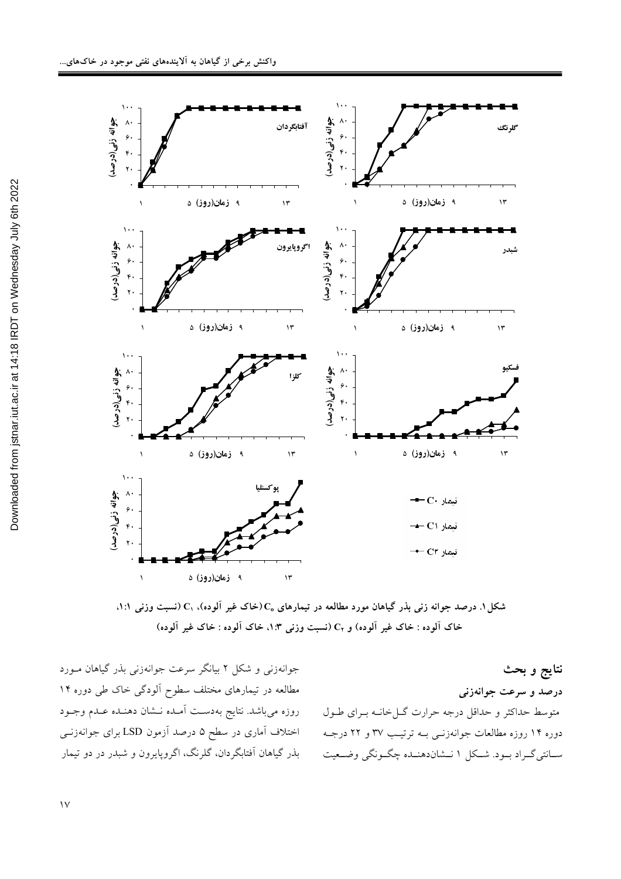شکل ۱. درصد جوانه زنی بذر گیاهان مورد مطالعه در تیمارهای $C_0$ (خاک غیر آلوده)، $C_1$ (نسبت وزنی ۱:۱، خاک آلوده : خاک غیر آلوده) و $C_2$ (نسبت وزنی ۱:۳، خاک آلوده : خاک غیر آلوده)

## نتایج و بحث

### درصد و سرعت جوانه‌زنی

متوسط حداکثر و حداقل درجه حرارت گل‌خانه برای طول دوره ۱۴ روزه مطالعات جوانه‌زنی به ترتیب ۳۷ و ۲۲ درجه سانتی‌گراد بود. شکل ۱ نشان‌دهنده چگونگی وضعیت جوانه‌زنی و شکل ۲ بیانگر سرعت جوانه‌زنی بذر گیاهان مورد مطالعه در تیمارهای مختلف سطوح آلودگی خاک طی دوره ۱۴ روزه می‌باشد. نتایج به‌دست آمده نشان دهنده عدم وجود اختلاف آماری در سطح ۵ درصد آزمون LSD برای جوانه‌زنی بذر گیاهان آفتابگردان، گلرنگ، اگروپایرون و شبدر در دو تیمار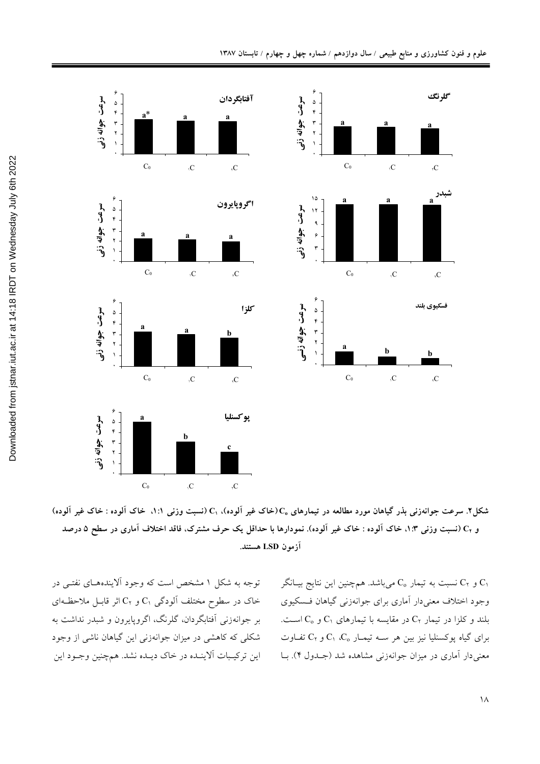شکل۲. سرعت جوانه‌زنی بذر گیاهان مورد مطالعه در تیمارهای $C_0$ (خاک غیر آلوده)، $C_1$ (نسبت وزنی ۱:۱، خاک آلوده : خاک غیر آلوده) و $C_2$ (نسبت وزنی ۱:۳، خاک آلوده : خاک غیر آلوده). نمودارها با حداقل یک حرف مشترک، فاقد اختلاف آماری در سطح ۵ درصد آزمون LSD هستند.

$C_1$ و $C_2$ نسبت به تیمار $C_0$ می‌باشد. همچنین این نتایج بیانگر وجود اختلاف معنی‌دار آماری برای جوانه‌زنی گیاهان فسکیوی بلند و کلزا در تیمار $C_2$ در مقایسه با تیمارهای $C_1$ و $C_0$ است. برای گیاه پوکسنلیا نیز بین هر سه تیمار $C_0$، $C_1$ و $C_2$ تفاوت معنی‌دار آماری در میزان جوانه‌زنی مشاهده شد (جدول ۴). با توجه به شکل ۱ مشخص است که وجود آلاینده‌های نفتی در خاک در سطوح مختلف آلودگی $C_1$ و $C_2$ اثر قابل ملاحظه‌ای بر جوانه‌زنی آفتابگردان، گلرنگ، اگروپایرون و شبدر نداشت به شکلی که کاهشی در میزان جوانه‌زنی این گیاهان ناشی از وجود این ترکیبات آلاینده در خاک دیده نشد. همچنین وجود این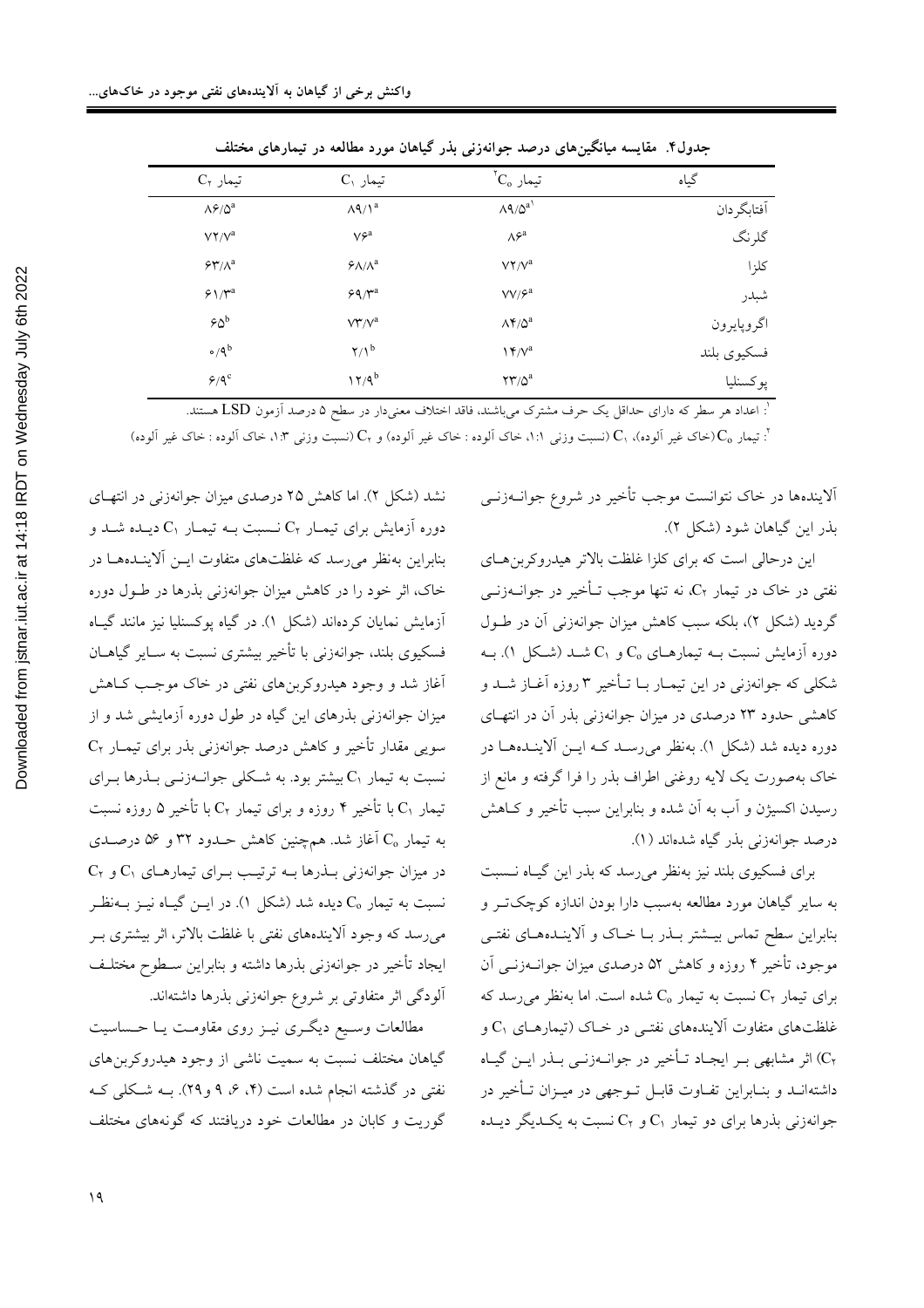جدول۴. مقایسه میانگین‌های درصد جوانه‌زنی بذر گیاهان مورد مطالعه در تیمارهای مختلف

| گیاه | تیمار $C_o$ [۲] | تیمار $C_1$ | تیمار $C_2$ |
|---|---|---|---|
| آفتابگردان | $۸۹/۵^{a}$ [۱] | $۸۹/۱^{a}$ | $۸۶/۵^{a}$ |
| گلرنگ | $۸۶^{a}$ | $۷۶^{a}$ | $۷۲/۷^{a}$ |
| کلزا | $۷۲/۷^{a}$ | $۶۸/۸^{a}$ | $۶۳/۸^{a}$ |
| شبدر | $۷۷/۶^{a}$ | $۶۹/۳^{a}$ | $۶۱/۳^{a}$ |
| اگروپایرون | $۸۴/۵^{a}$ | $۷۳/۷^{a}$ | $۶۵^{b}$ |
| فسکیوی بلند | $۱۴/۷^{a}$ | $۲/۱^{b}$ | $۰/۹^{b}$ |
| پوکسنلیا | $۲۳/۵^{a}$ | $۱۲/۹^{b}$ | $۶/۹^{c}$ |

[۱]: اعداد هر سطر که دارای حداقل یک حرف مشترک می‌باشند، فاقد اختلاف معنی‌دار در سطح ۵ درصد آزمون LSD هستند.

[۲]: تیمار $C_o$ (خاک غیر آلوده)، $C_1$ (نسبت وزنی ۱:۱، خاک آلوده : خاک غیر آلوده) و $C_2$ (نسبت وزنی ۱:۳، خاک آلوده : خاک غیر آلوده)

آلاینده‌ها در خاک نتوانست موجب تأخیر در شروع جوانه‌زنی بذر این گیاهان شود (شکل ۲).

این درحالی است که برای کلزا غلظت بالاتر هیدروکربن‌های نفتی در خاک در تیمار $C_2$، نه تنها موجب تأخیر در جوانه‌زنی گردید (شکل ۲)، بلکه سبب کاهش میزان جوانه‌زنی آن در طول دوره آزمایش نسبت به تیمارهای $C_o$ و $C_1$ شد (شکل ۱). به شکلی که جوانه‌زنی در این تیمار با تأخیر ۳ روزه آغاز شد و کاهشی حدود ۲۳ درصدی در میزان جوانه‌زنی بذر آن در انتهای دوره دیده شد (شکل ۱). به‌نظر می‌رسد که این آلاینده‌ها در خاک به‌صورت یک لایه روغنی اطراف بذر را فرا گرفته و مانع از رسیدن اکسیژن و آب به آن شده و بنابراین سبب تأخیر و کاهش درصد جوانه‌زنی بذر گیاه شده‌اند (۱).

برای فسکیوی بلند نیز به‌نظر می‌رسد که بذر این گیاه نسبت به سایر گیاهان مورد مطالعه به‌سبب دارا بودن اندازه کوچک‌تر و بنابراین سطح تماس بیشتر بذر با خاک و آلاینده‌های نفتی موجود، تأخیر ۴ روزه و کاهش ۵۲ درصدی میزان جوانه‌زنی آن برای تیمار $C_2$ نسبت به تیمار $C_o$ شده است. اما به‌نظر می‌رسد که غلظت‌های متفاوت آلاینده‌های نفتی در خاک (تیمارهای $C_1$ و $C_2$) اثر مشابهی بر ایجاد تأخیر در جوانه‌زنی بذر این گیاه داشته‌اند و بنابراین تفاوت قابل توجهی در میزان تأخیر در جوانه‌زنی بذرها برای دو تیمار $C_1$ و $C_2$ نسبت به یکدیگر دیده نشد (شکل ۲). اما کاهش ۲۵ درصدی میزان جوانه‌زنی در انتهای دوره آزمایش برای تیمار $C_2$ نسبت به تیمار $C_1$ دیده شد و بنابراین به‌نظر می‌رسد که غلظت‌های متفاوت این آلاینده‌ها در خاک، اثر خود را در کاهش میزان جوانه‌زنی بذرها در طول دوره آزمایش نمایان کرده‌اند (شکل ۱). در گیاه پوکسنلیا نیز مانند گیاه فسکیوی بلند، جوانه‌زنی با تأخیر بیشتری نسبت به سایر گیاهان آغاز شد و وجود هیدروکربن‌های نفتی در خاک موجب کاهش میزان جوانه‌زنی بذرهای این گیاه در طول دوره آزمایشی شد و از سویی مقدار تأخیر و کاهش درصد جوانه‌زنی بذر برای تیمار $C_2$ نسبت به تیمار $C_1$ بیشتر بود. به شکلی جوانه‌زنی بذرها برای تیمار $C_1$ با تأخیر ۴ روزه و برای تیمار $C_2$ با تأخیر ۵ روزه نسبت به تیمار $C_o$ آغاز شد. هم‌چنین کاهش حدود ۳۲ و ۵۶ درصدی در میزان جوانه‌زنی بذرها به ترتیب برای تیمارهای $C_1$ و $C_2$ نسبت به تیمار $C_o$ دیده شد (شکل ۱). در این گیاه نیز به‌نظر می‌رسد که وجود آلاینده‌های نفتی با غلظت بالاتر، اثر بیشتری بر ایجاد تأخیر در جوانه‌زنی بذرها داشته و بنابراین سطوح مختلف آلودگی اثر متفاوتی بر شروع جوانه‌زنی بذرها داشته‌اند.

مطالعات وسیع دیگری نیز روی مقاومت یا حساسیت گیاهان مختلف نسبت به سمیت ناشی از وجود هیدروکربن‌های نفتی در گذشته انجام شده است (۴، ۶، ۹ و۲۹). به شکلی که گوریت و کابان در مطالعات خود دریافتند که گونه‌های مختلف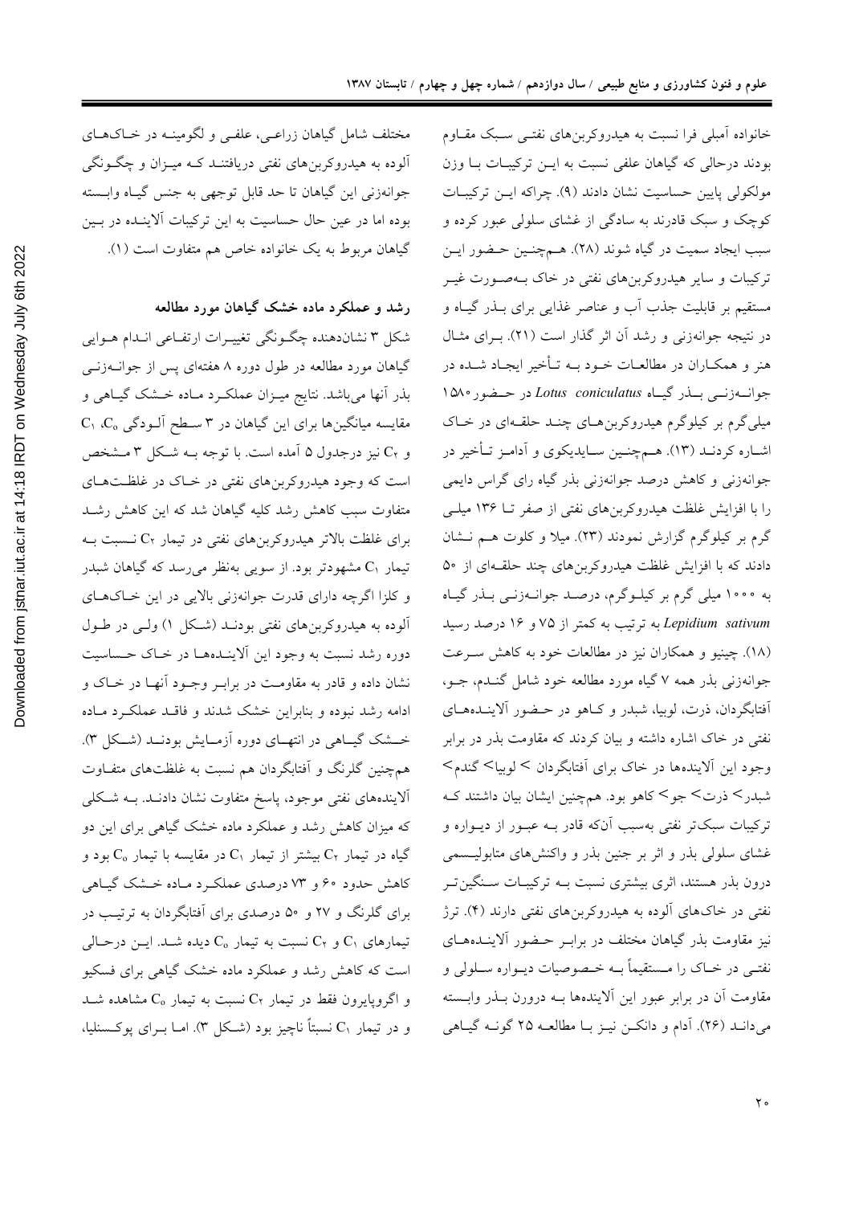خانواده آمبلی فرا نسبت به هیدروکربن‌های نفتی سبک مقاوم بودند درحالی که گیاهان علفی نسبت به این ترکیبات با وزن مولکولی پایین حساسیت نشان دادند (۹). چراکه این ترکیبات کوچک و سبک قادرند به سادگی از غشای سلولی عبور کرده و سبب ایجاد سمیت در گیاه شوند (۲۸). هم‌چنین حضور این ترکیبات و سایر هیدروکربن‌های نفتی در خاک به‌صورت غیر مستقیم بر قابلیت جذب آب و عناصر غذایی برای بذر گیاه و در نتیجه جوانه‌زنی و رشد آن اثر گذار است (۲۱). برای مثال هنر و همکاران در مطالعات خود به تأخیر ایجاد شده در جوانه‌زنی بذر گیاه *Lotus coniculatus* در حضور ۱۵۸۰ میلی‌گرم بر کیلوگرم هیدروکربن‌های چند حلقه‌ای در خاک اشاره کردند (۱۳). هم‌چنین سایدیکوی و آدامز تأخیر در جوانه‌زنی و کاهش درصد جوانه‌زنی بذر گیاه رای گراس دایمی را با افزایش غلظت هیدروکربن‌های نفتی از صفر تا ۱۳۶ میلی گرم بر کیلوگرم گزارش نمودند (۲۳). میلا و کلوت هم نشان دادند که با افزایش غلظت هیدروکربن‌های چند حلقه‌ای از ۵۰ به ۱۰۰۰ میلی گرم بر کیلوگرم، درصد جوانه‌زنی بذر گیاه *Lepidium sativum* به ترتیب به کمتر از ۷۵ و ۱۶ درصد رسید (۱۸). چینیو و همکاران نیز در مطالعات خود به کاهش سرعت جوانه‌زنی بذر در همه ۷ گیاه مورد مطالعه خود شامل گندم، جو، آفتابگردان، ذرت، لوبیا، شبدر و کاهو در حضور آلاینده‌های نفتی در خاک اشاره داشته و بیان کردند که مقاومت بذر در برابر وجود این آلاینده‌ها در خاک برای آفتابگردان > لوبیا> گندم> شبدر> ذرت> جو> کاهو بود. هم‌چنین ایشان بیان داشتند که ترکیبات سبک‌تر نفتی به‌سبب آن‌که قادر به عبور از دیواره و غشای سلولی بذر و اثر بر جنین بذر و واکنش‌های متابولیسمی درون بذر هستند، اثری بیشتری نسبت به ترکیبات سنگین‌تر نفتی در خاک‌های آلوده به هیدروکربن‌های نفتی دارند (۴). ترژ نیز مقاومت بذر گیاهان مختلف در برابر حضور آلاینده‌های نفتی در خاک را مستقیماً به خصوصیات دیواره سلولی و مقاومت آن در برابر عبور این آلاینده‌ها به درون بذر وابسته می‌داند (۲۶). آدام و دانکن نیز با مطالعه ۲۵ گونه گیاهی مختلف شامل گیاهان زراعی، علفی و لگومینه در خاک‌های آلوده به هیدروکربن‌های نفتی دریافتند که میزان و چگونگی جوانه‌زنی این گیاهان تا حد قابل توجهی به جنس گیاه وابسته بوده اما در عین حال حساسیت به این ترکیبات آلاینده در بین گیاهان مربوط به یک خانواده خاص هم متفاوت است (۱).

### رشد و عملکرد ماده خشک گیاهان مورد مطالعه

شکل ۳ نشان‌دهنده چگونگی تغییرات ارتفاعی اندام هوایی گیاهان مورد مطالعه در طول دوره ۸ هفته‌ای پس از جوانه‌زنی بذر آنها می‌باشد. نتایج میزان عملکرد ماده خشک گیاهی و مقایسه میانگین‌ها برای این گیاهان در ۳ سطح آلودگی $C_0$، $C_1$ و $C_2$ نیز درجدول ۵ آمده است. با توجه به شکل ۳ مشخص است که وجود هیدروکربن‌های نفتی در خاک در غلظت‌های متفاوت سبب کاهش رشد کلیه گیاهان شد که این کاهش رشد برای غلظت بالاتر هیدروکربن‌های نفتی در تیمار $C_2$ نسبت به تیمار $C_1$ مشهودتر بود. از سویی به‌نظر می‌رسد که گیاهان شبدر و کلزا اگرچه دارای قدرت جوانه‌زنی بالایی در این خاک‌های آلوده به هیدروکربن‌های نفتی بودند (شکل ۱) ولی در طول دوره رشد نسبت به وجود این آلاینده‌ها در خاک حساسیت نشان داده و قادر به مقاومت در برابر وجود آنها در خاک و ادامه رشد نبوده و بنابراین خشک شدند و فاقد عملکرد ماده خشک گیاهی در انتهای دوره آزمایش بودند (شکل ۳). هم‌چنین گلرنگ و آفتابگردان هم نسبت به غلظت‌های متفاوت آلاینده‌های نفتی موجود، پاسخ متفاوت نشان دادند. به شکلی که میزان کاهش رشد و عملکرد ماده خشک گیاهی برای این دو گیاه در تیمار $C_2$ بیشتر از تیمار $C_1$ در مقایسه با تیمار $C_0$ بود و کاهش حدود ۶۰ و ۷۳ درصدی عملکرد ماده خشک گیاهی برای گلرنگ و ۲۷ و ۵۰ درصدی برای آفتابگردان به ترتیب در تیمارهای $C_1$ و $C_2$ نسبت به تیمار $C_0$ دیده شد. این درحالی است که کاهش رشد و عملکرد ماده خشک گیاهی برای فسکیو و اگروپایرون فقط در تیمار $C_2$ نسبت به تیمار $C_0$ مشاهده شد و در تیمار $C_1$ نسبتاً ناچیز بود (شکل ۳). اما برای پوکسنلیا،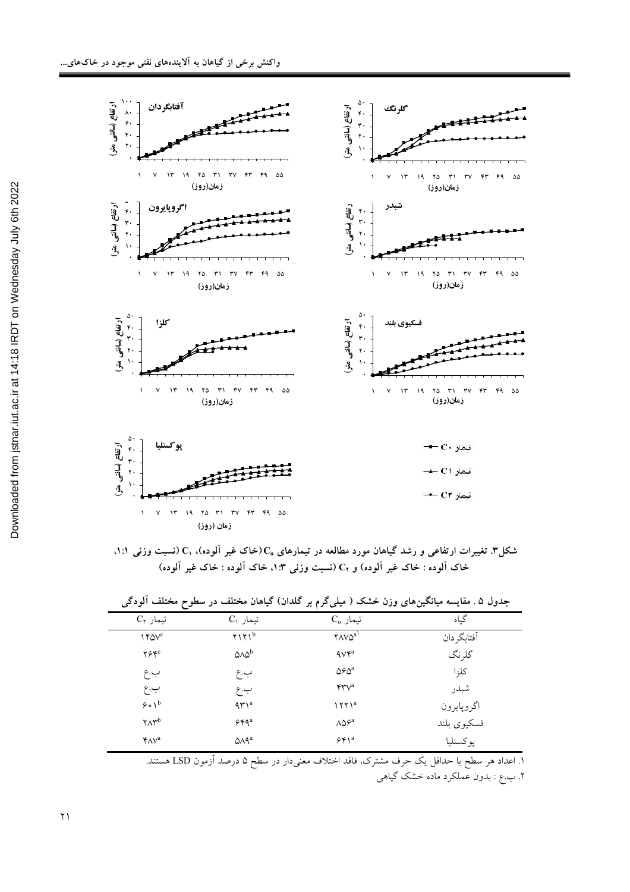شکل۳. تغییرات ارتفاعی و رشد گیاهان مورد مطالعه در تیمارهای $C_0$ (خاک غیر آلوده)، $C_1$ (نسبت وزنی ۱:۱، خاک آلوده : خاک غیر آلوده) و $C_2$ (نسبت وزنی ۱:۳، خاک آلوده : خاک غیر آلوده)

جدول ۵ . مقایسه میانگین‌های وزن خشک ( میلی‌گرم بر گلدان) گیاهان مختلف در سطوح مختلف آلودگی

| گیاه | تیمار $C_0$ | تیمار $C_1$ | تیمار $C_2$ |
|---|---|---|---|
| آفتابگردان | ۲۸۷۵[a][1] | ۲۱۲۱[b] | ۱۴۵۷[c] |
| گلرنگ | ۹۷۴[a] | ۵۸۵[b] | ۲۶۴[c] |
| کلزا | ۵۶۵[a] | ب.ع | ب.ع |
| شبدر | ۴۳۷[a] | ب.ع | ب.ع |
| اگروپایرون | ۱۲۲۱[a] | ۹۳۱[a] | ۶۰۱[b] |
| فسکیوی بلند | ۸۵۶[a] | ۶۴۹[a] | ۲۸۳[b] |
| پوکسنلیا | ۶۴۱[a] | ۵۸۹[a] | ۴۸۷[a] |

۱. اعداد هر سطح با حداقل یک حرف مشترک، فاقد اختلاف معنی‌دار در سطح ۵ درصد آزمون LSD هستند.

۲. ب.ع : بدون عملکرد ماده خشک گیاهی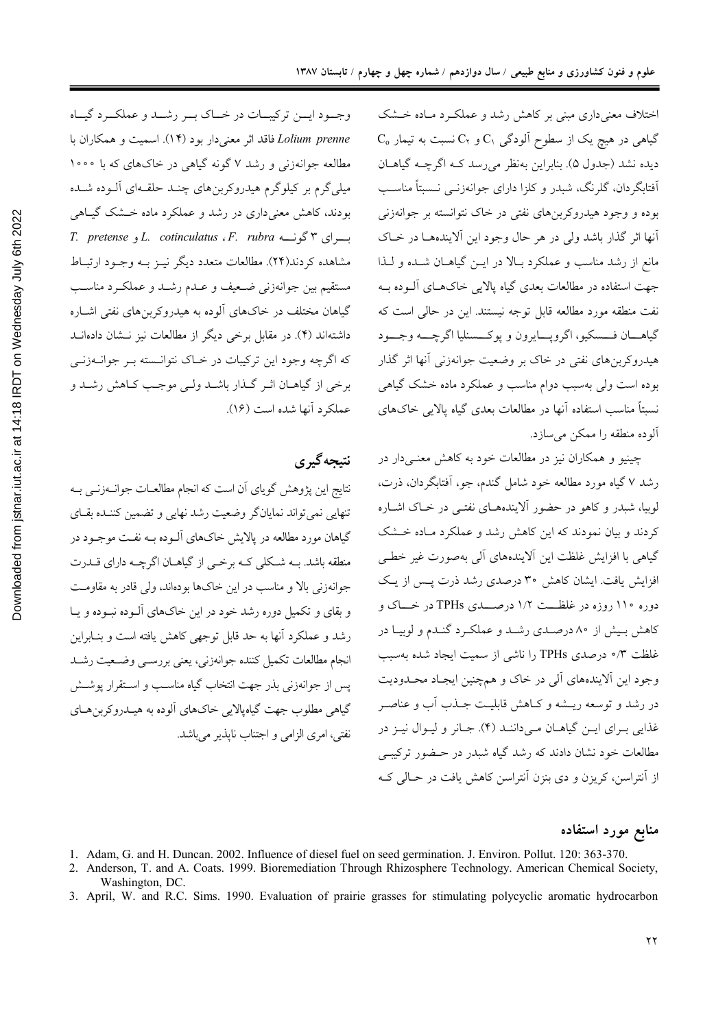اختلاف معنی‌داری مبنی بر کاهش رشد و عملکرد ماده خشک گیاهی در هیچ یک از سطوح آلودگی $C_1$ و $C_2$ نسبت به تیمار $C_0$ دیده نشد (جدول ۵). بنابراین به‌نظر می‌رسد که اگرچه گیاهان آفتابگردان، گلرنگ، شبدر و کلزا دارای جوانه‌زنی نسبتاً مناسب بوده و وجود هیدروکربن‌های نفتی در خاک نتوانسته بر جوانه‌زنی آنها اثر گذار باشد ولی در هر حال وجود این آلاینده‌ها در خاک مانع از رشد مناسب و عملکرد بالا در این گیاهان شده و لذا جهت استفاده در مطالعات بعدی گیاه پالایی خاک‌های آلوده به نفت منطقه مورد مطالعه قابل توجه نیستند. این در حالی است که گیاهان فسکیو، اگروپایرون و پوکسنلیا اگرچه وجود هیدروکربن‌های نفتی در خاک بر وضعیت جوانه‌زنی آنها اثر گذار بوده است ولی به‌سبب دوام مناسب و عملکرد ماده خشک گیاهی نسبتاً مناسب استفاده آنها در مطالعات بعدی گیاه پالایی خاک‌های آلوده منطقه را ممکن می‌سازد.

چینیو و همکاران نیز در مطالعات خود به کاهش معنی‌دار در رشد ۷ گیاه مورد مطالعه خود شامل گندم، جو، آفتابگردان، ذرت، لوبیا، شبدر و کاهو در حضور آلاینده‌های نفتی در خاک اشاره کردند و بیان نمودند که این کاهش رشد و عملکرد ماده خشک گیاهی با افزایش غلظت این آلاینده‌های آلی به‌صورت غیر خطی افزایش یافت. ایشان کاهش ۳۰ درصدی رشد ذرت پس از یک دوره ۱۱۰ روزه در غلظت ۱/۲ درصدی TPHs در خاک و کاهش بیش از ۸۰ درصدی رشد و عملکرد گندم و لوبیا در غلظت ۰/۳ درصدی TPHs را ناشی از سمیت ایجاد شده به‌سبب وجود این آلاینده‌های آلی در خاک و همچنین ایجاد محدودیت در رشد و توسعه ریشه و کاهش قابلیت جذب آب و عناصر غذایی برای این گیاهان می‌دانند (۴). جانر و لیوال نیز در مطالعات خود نشان دادند که رشد گیاه شبدر در حضور ترکیبی از آنتراسن، کریزن و دی بنزن آنتراسن کاهش یافت در حالی که وجود این ترکیبات در خاک بر رشد و عملکرد گیاه *Lolium prenne* فاقد اثر معنی‌دار بود (۱۴). اسمیت و همکاران با مطالعه جوانه‌زنی و رشد ۷ گونه گیاهی در خاک‌های که با ۱۰۰۰ میلی‌گرم بر کیلوگرم هیدروکربن‌های چند حلقه‌ای آلوده شده بودند، کاهش معنی‌داری در رشد و عملکرد ماده خشک گیاهی برای ۳ گونه *F. rubra*، *L. cotinculatus* و *T. pretense* مشاهده کردند(۲۴). مطالعات متعدد دیگر نیز به وجود ارتباط مستقیم بین جوانه‌زنی ضعیف و عدم رشد و عملکرد مناسب گیاهان مختلف در خاک‌های آلوده به هیدروکربن‌های نفتی اشاره داشته‌اند (۴). در مقابل برخی دیگر از مطالعات نیز نشان داده‌اند که اگرچه وجود این ترکیبات در خاک نتوانسته بر جوانه‌زنی برخی از گیاهان اثر گذار باشد ولی موجب کاهش رشد و عملکرد آنها شده است (۱۶).

## نتیجه‌گیری

نتایج این پژوهش گویای آن است که انجام مطالعات جوانه‌زنی به تنهایی نمی‌تواند نمایانگر وضعیت رشد نهایی و تضمین کننده بقای گیاهان مورد مطالعه در پالایش خاک‌های آلوده به نفت موجود در منطقه باشد. به شکلی که برخی از گیاهان اگرچه دارای قدرت جوانه‌زنی بالا و مناسب در این خاک‌ها بوده‌اند، ولی قادر به مقاومت و بقای و تکمیل دوره رشد خود در این خاک‌های آلوده نبوده و یا رشد و عملکرد آنها به حد قابل توجهی کاهش یافته است و بنابراین انجام مطالعات تکمیل کننده جوانه‌زنی، یعنی بررسی وضعیت رشد پس از جوانه‌زنی بذر جهت انتخاب گیاه مناسب و استقرار پوشش گیاهی مطلوب جهت گیاه‌پالایی خاک‌های آلوده به هیدروکربن‌های نفتی، امری الزامی و اجتناب ناپذیر می‌باشد.

## منابع مورد استفاده

1. Adam, G. and H. Duncan. 2002. Influence of diesel fuel on seed germination. J. Environ. Pollut. 120: 363-370.
2. Anderson, T. and A. Coats. 1999. Bioremediation Through Rhizosphere Technology. American Chemical Society, Washington, DC.
3. April, W. and R.C. Sims. 1990. Evaluation of prairie grasses for stimulating polycyclic aromatic hydrocarbon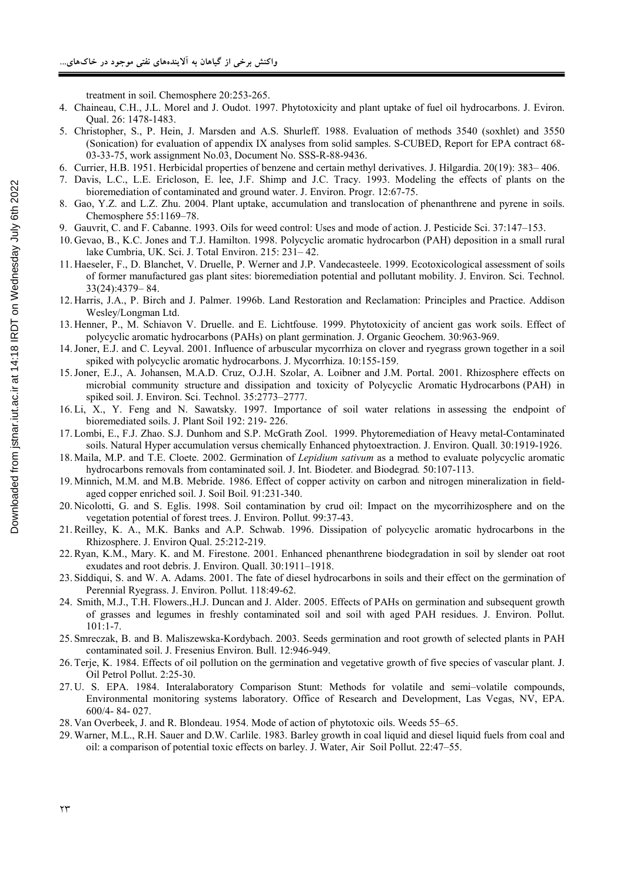treatment in soil. Chemosphere 20:253-265.

4. Chaineau, C.H., J.L. Morel and J. Oudot. 1997. Phytotoxicity and plant uptake of fuel oil hydrocarbons. J. Eviron. Qual. 26: 1478-1483.
5. Christopher, S., P. Hein, J. Marsden and A.S. Shurleff. 1988. Evaluation of methods 3540 (soxhlet) and 3550 (Sonication) for evaluation of appendix IX analyses from solid samples. S-CUBED, Report for EPA contract 68-03-33-75, work assignment No.03, Document No. SSS-R-88-9436.
6. Currier, H.B. 1951. Herbicidal properties of benzene and certain methyl derivatives. J. Hilgardia. 20(19): 383– 406.
7. Davis, L.C., L.E. Ericloson, E. lee, J.F. Shimp and J.C. Tracy. 1993. Modeling the effects of plants on the bioremediation of contaminated and ground water. J. Environ. Progr. 12:67-75.
8. Gao, Y.Z. and L.Z. Zhu. 2004. Plant uptake, accumulation and translocation of phenanthrene and pyrene in soils. Chemosphere 55:1169–78.
9. Gauvrit, C. and F. Cabanne. 1993. Oils for weed control: Uses and mode of action. J. Pesticide Sci. 37:147–153.
10. Gevao, B., K.C. Jones and T.J. Hamilton. 1998. Polycyclic aromatic hydrocarbon (PAH) deposition in a small rural lake Cumbria, UK. Sci. J. Total Environ. 215: 231– 42.
11. Haeseler, F., D. Blanchet, V. Druelle, P. Werner and J.P. Vandecasteele. 1999. Ecotoxicological assessment of soils of former manufactured gas plant sites: bioremediation potential and pollutant mobility. J. Environ. Sci. Technol. 33(24):4379– 84.
12. Harris, J.A., P. Birch and J. Palmer. 1996b. Land Restoration and Reclamation: Principles and Practice. Addison Wesley/Longman Ltd.
13. Henner, P., M. Schiavon V. Druelle. and E. Lichtfouse. 1999. Phytotoxicity of ancient gas work soils. Effect of polycyclic aromatic hydrocarbons (PAHs) on plant germination. J. Organic Geochem. 30:963-969.
14. Joner, E.J. and C. Leyval. 2001. Influence of arbuscular mycorrhiza on clover and ryegrass grown together in a soil spiked with polycyclic aromatic hydrocarbons. J. Mycorrhiza. 10:155-159.
15. Joner, E.J., A. Johansen, M.A.D. Cruz, O.J.H. Szolar, A. Loibner and J.M. Portal. 2001. Rhizosphere effects on microbial community structure and dissipation and toxicity of Polycyclic Aromatic Hydrocarbons (PAH) in spiked soil. J. Environ. Sci. Technol. 35:2773–2777.
16. Li, X., Y. Feng and N. Sawatsky. 1997. Importance of soil water relations in assessing the endpoint of bioremediated soils. J. Plant Soil 192: 219- 226.
17. Lombi, E., F.J. Zhao. S.J. Dunhom and S.P. McGrath Zool. 1999. Phytoremediation of Heavy metal-Contaminated soils. Natural Hyper accumulation versus chemically Enhanced phytoextraction. J. Environ. Quall. 30:1919-1926.
18. Maila, M.P. and T.E. Cloete. 2002. Germination of *Lepidium sativum* as a method to evaluate polycyclic aromatic hydrocarbons removals from contaminated soil. J. Int. Biodeter. and Biodegrad*.* 50:107-113.
19. Minnich, M.M. and M.B. Mebride. 1986. Effect of copper activity on carbon and nitrogen mineralization in field-aged copper enriched soil. J. Soil Boil. 91:231-340.
20. Nicolotti, G. and S. Eglis. 1998. Soil contamination by crud oil: Impact on the mycorrihizosphere and on the vegetation potential of forest trees. J. Environ. Pollut. 99:37-43.
21. Reilley, K. A., M.K. Banks and A.P. Schwab. 1996. Dissipation of polycyclic aromatic hydrocarbons in the Rhizosphere. J. Environ Qual. 25:212-219.
22. Ryan, K.M., Mary. K. and M. Firestone. 2001. Enhanced phenanthrene biodegradation in soil by slender oat root exudates and root debris. J. Environ. Quall. 30:1911–1918.
23. Siddiqui, S. and W. A. Adams. 2001. The fate of diesel hydrocarbons in soils and their effect on the germination of Perennial Ryegrass. J. Environ. Pollut. 118:49-62.
24. Smith, M.J., T.H. Flowers.,H.J. Duncan and J. Alder. 2005. Effects of PAHs on germination and subsequent growth of grasses and legumes in freshly contaminated soil and soil with aged PAH residues. J. Environ. Pollut. 101:1-7.
25. Smreczak, B. and B. Maliszewska-Kordybach. 2003. Seeds germination and root growth of selected plants in PAH contaminated soil. J. Fresenius Environ. Bull. 12:946-949.
26. Terje, K. 1984. Effects of oil pollution on the germination and vegetative growth of five species of vascular plant. J. Oil Petrol Pollut. 2:25-30.
27. U. S. EPA. 1984. Interalaboratory Comparison Stunt: Methods for volatile and semi–volatile compounds, Environmental monitoring systems laboratory. Office of Research and Development, Las Vegas, NV, EPA. 600/4- 84- 027.
28. Van Overbeek, J. and R. Blondeau. 1954. Mode of action of phytotoxic oils. Weeds 55–65.
29. Warner, M.L., R.H. Sauer and D.W. Carlile. 1983. Barley growth in coal liquid and diesel liquid fuels from coal and oil: a comparison of potential toxic effects on barley. J. Water, Air Soil Pollut. 22:47–55.